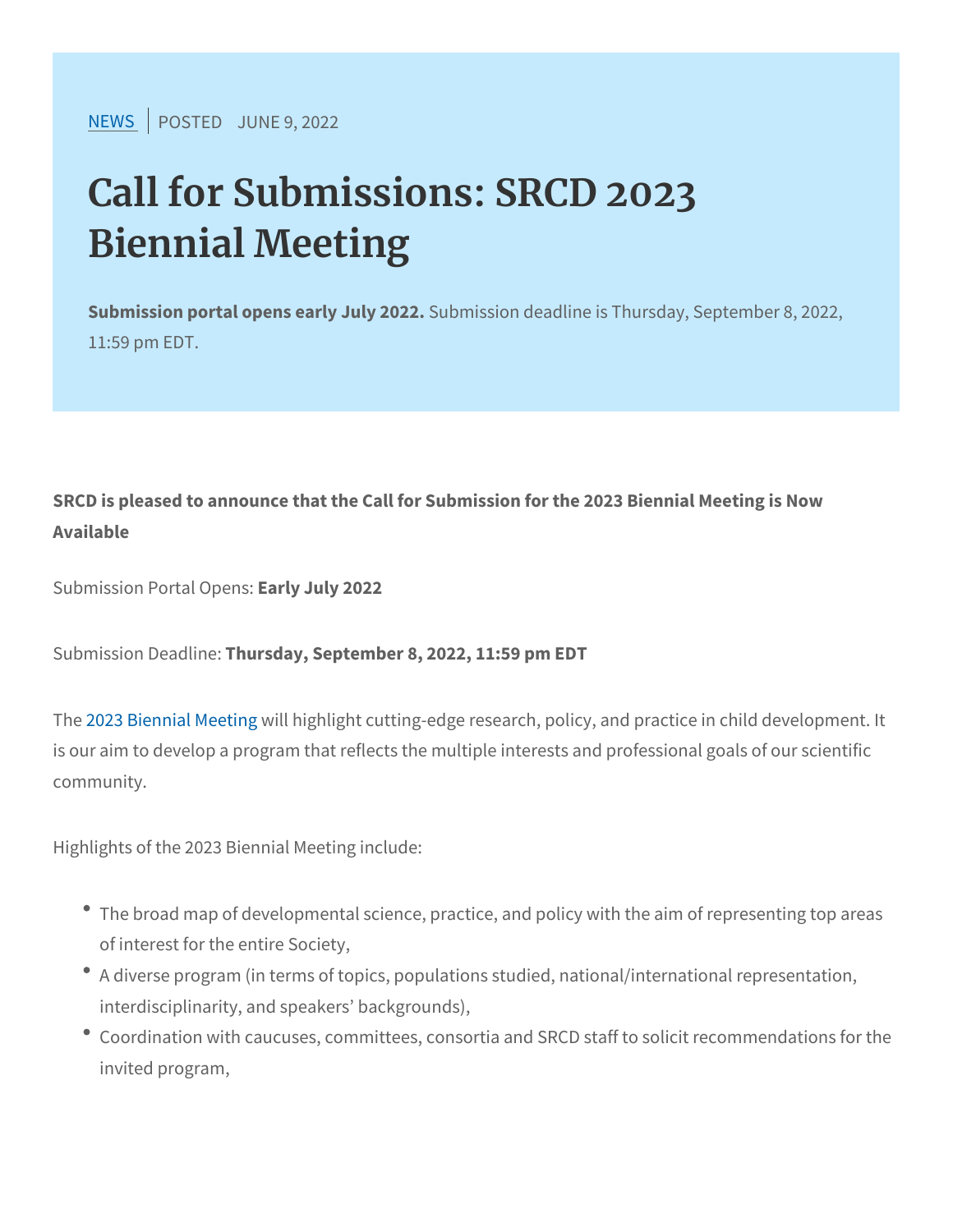NEWS | POSTED JUNE 9, 2022

# Call for Submissions: SRCD 2023 Biennial Meeting

**Submission portal opens early July 2022.** Submission deadline is Thursday, September 8, 2022, 11:59 pm EDT.

**SRCD is pleased to announce that the Call for Submission for the 2023 Biennial Meeting is Now Available**

Submission Portal Opens: **Early July 2022**

Submission Deadline: **Thursday, September 8, 2022, 11:59 pm EDT**

The 2023 Biennial Meeting will highlight cutting-edge research, policy, and practice in child development. It is our aim to develop a program that reflects the multiple interests and professional goals of our scientific community.

Highlights of the 2023 Biennial Meeting include:

- The broad map of developmental science, practice, and policy with the aim of representing top areas of interest for the entire Society,
- A diverse program (in terms of topics, populations studied, national/international representation, interdisciplinarity, and speakers' backgrounds),
- Coordination with caucuses, committees, consortia and SRCD staff to solicit recommendations for the invited program,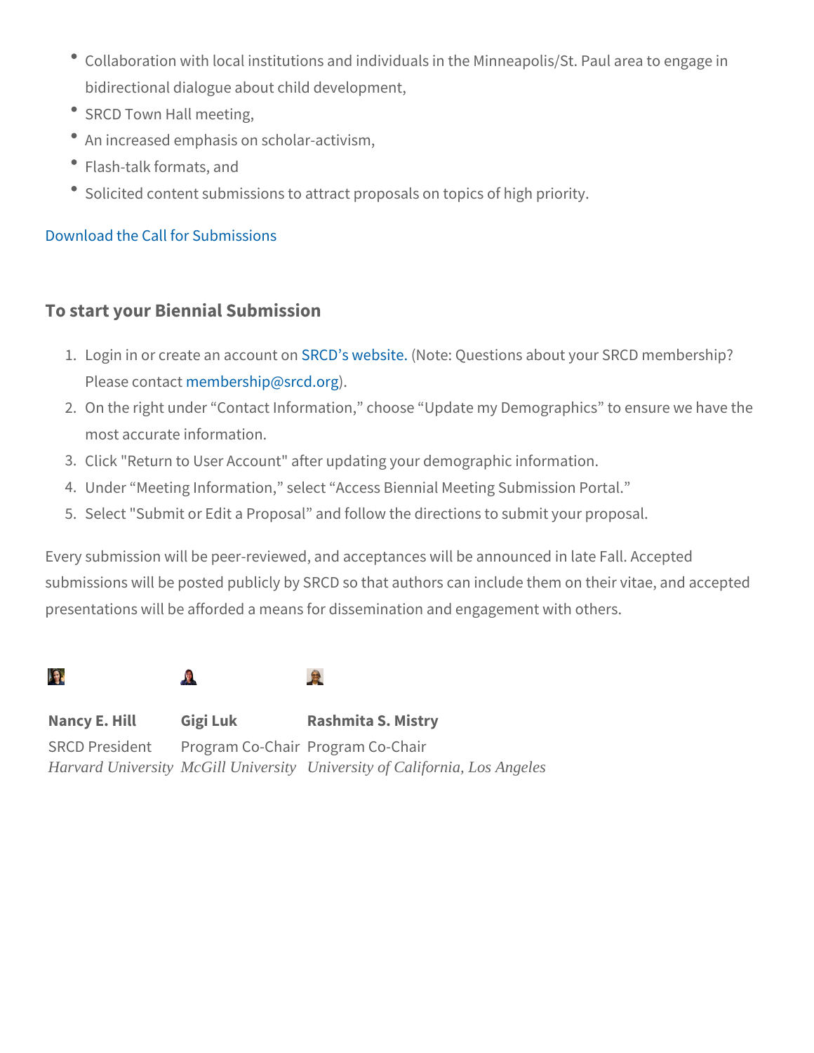- Collaboration with local institutions and individuals in the Minneapolis/St. Paul area to engage in bidirectional dialogue about child development,
- SRCD Town Hall meeting,
- An increased emphasis on scholar-activism,
- Flash-talk formats, and
- Solicited content submissions to attract proposals on topics of high priority.

Download the Call for Submissions

### To start your Biennial Submission

1. Login in or create an account on SRCD's website. (Note: Questions about your SRCD membership? Please contact membership@srcd.org).
2. On the right under "Contact Information," choose "Update my Demographics" to ensure we have the most accurate information.
3. Click "Return to User Account" after updating your demographic information.
4. Under "Meeting Information," select "Access Biennial Meeting Submission Portal."
5. Select "Submit or Edit a Proposal" and follow the directions to submit your proposal.

Every submission will be peer-reviewed, and acceptances will be announced in late Fall. Accepted submissions will be posted publicly by SRCD so that authors can include them on their vitae, and accepted presentations will be afforded a means for dissemination and engagement with others.

| | | |
|---|---|---|
| **Nancy E. Hill** | **Gigi Luk** | **Rashmita S. Mistry** |
| SRCD President | Program Co-Chair | Program Co-Chair |
| *Harvard University* | *McGill University* | *University of California, Los Angeles* |